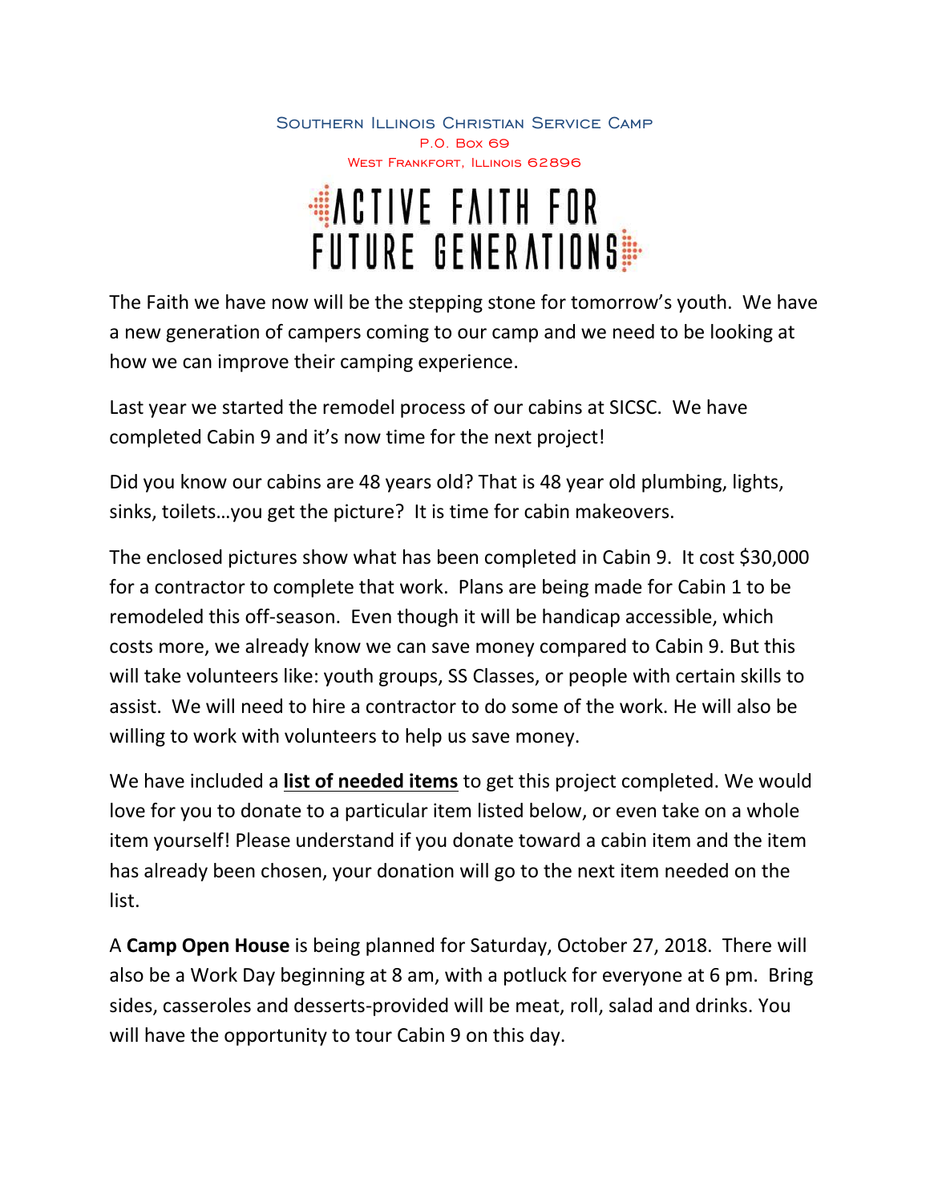Southern Illinois Christian Service Camp
P.O. Box 69
West Frankfort, Illinois 62896

# ACTIVE FAITH FOR FUTURE GENERATIONS

The Faith we have now will be the stepping stone for tomorrow's youth. We have a new generation of campers coming to our camp and we need to be looking at how we can improve their camping experience.

Last year we started the remodel process of our cabins at SICSC. We have completed Cabin 9 and it's now time for the next project!

Did you know our cabins are 48 years old? That is 48 year old plumbing, lights, sinks, toilets…you get the picture? It is time for cabin makeovers.

The enclosed pictures show what has been completed in Cabin 9. It cost $30,000 for a contractor to complete that work. Plans are being made for Cabin 1 to be remodeled this off-season. Even though it will be handicap accessible, which costs more, we already know we can save money compared to Cabin 9. But this will take volunteers like: youth groups, SS Classes, or people with certain skills to assist. We will need to hire a contractor to do some of the work. He will also be willing to work with volunteers to help us save money.

We have included a <u>**list of needed items**</u> to get this project completed. We would love for you to donate to a particular item listed below, or even take on a whole item yourself! Please understand if you donate toward a cabin item and the item has already been chosen, your donation will go to the next item needed on the list.

A **Camp Open House** is being planned for Saturday, October 27, 2018. There will also be a Work Day beginning at 8 am, with a potluck for everyone at 6 pm. Bring sides, casseroles and desserts-provided will be meat, roll, salad and drinks. You will have the opportunity to tour Cabin 9 on this day.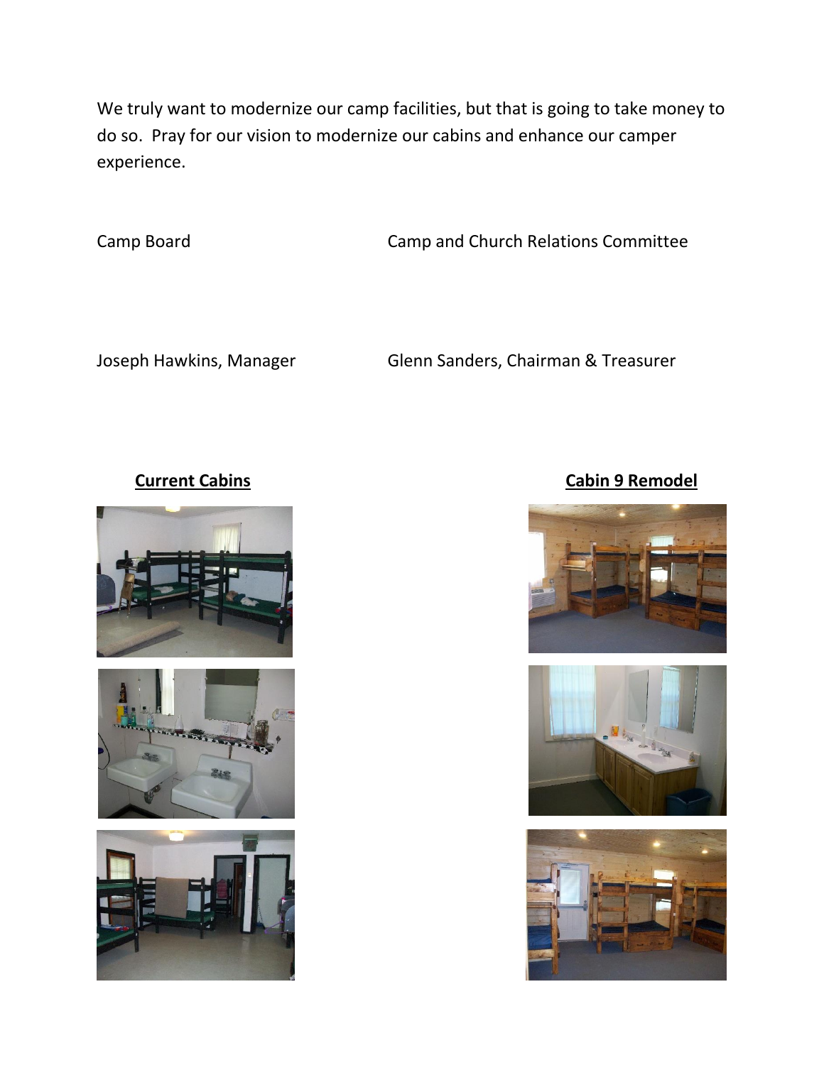We truly want to modernize our camp facilities, but that is going to take money to do so. Pray for our vision to modernize our cabins and enhance our camper experience.

Camp Board

Joseph Hawkins, Manager

Camp and Church Relations Committee

Glenn Sanders, Chairman & Treasurer

**Current Cabins**

**Cabin 9 Remodel**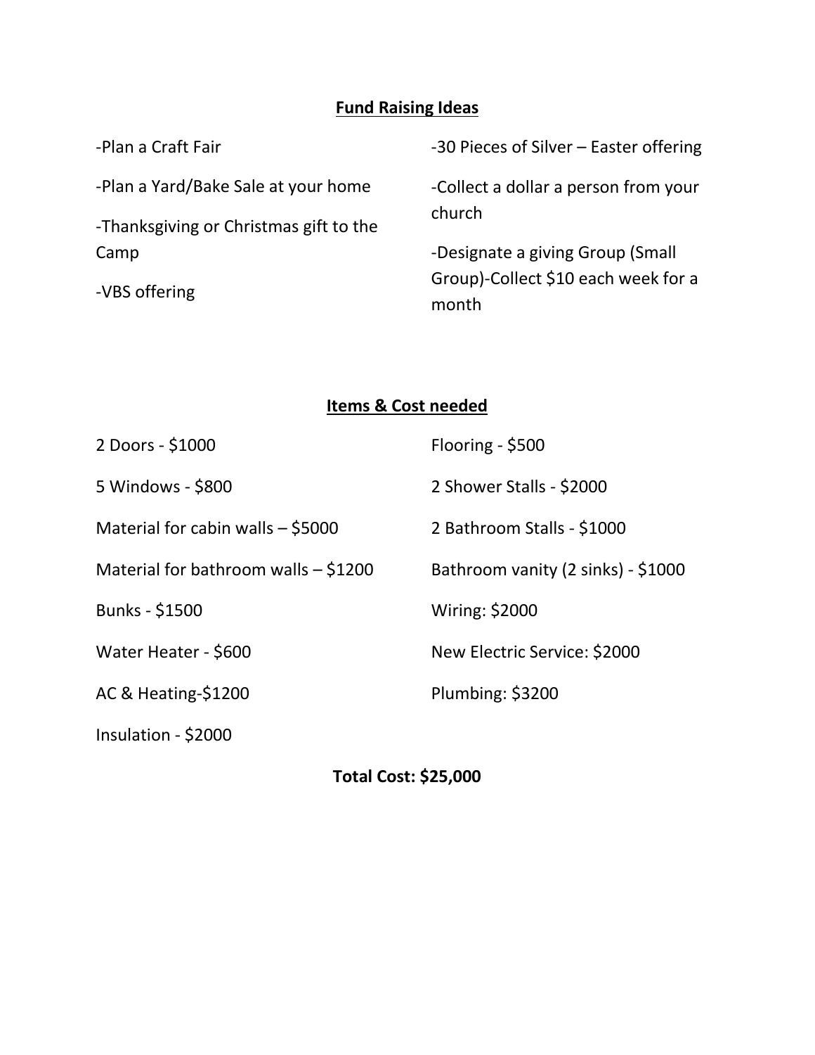## Fund Raising Ideas

- Plan a Craft Fair
- Plan a Yard/Bake Sale at your home
- Thanksgiving or Christmas gift to the Camp
- VBS offering
- 30 Pieces of Silver – Easter offering
- Collect a dollar a person from your church
- Designate a giving Group (Small Group)-Collect $10 each week for a month

## Items & Cost needed

2 Doors - $1000

5 Windows - $800

Material for cabin walls – $5000

Material for bathroom walls – $1200

Bunks - $1500

Water Heater - $600

AC & Heating-$1200

Insulation - $2000

Flooring - $500

2 Shower Stalls - $2000

2 Bathroom Stalls - $1000

Bathroom vanity (2 sinks) - $1000

Wiring: $2000

New Electric Service: $2000

Plumbing: $3200

**Total Cost: $25,000**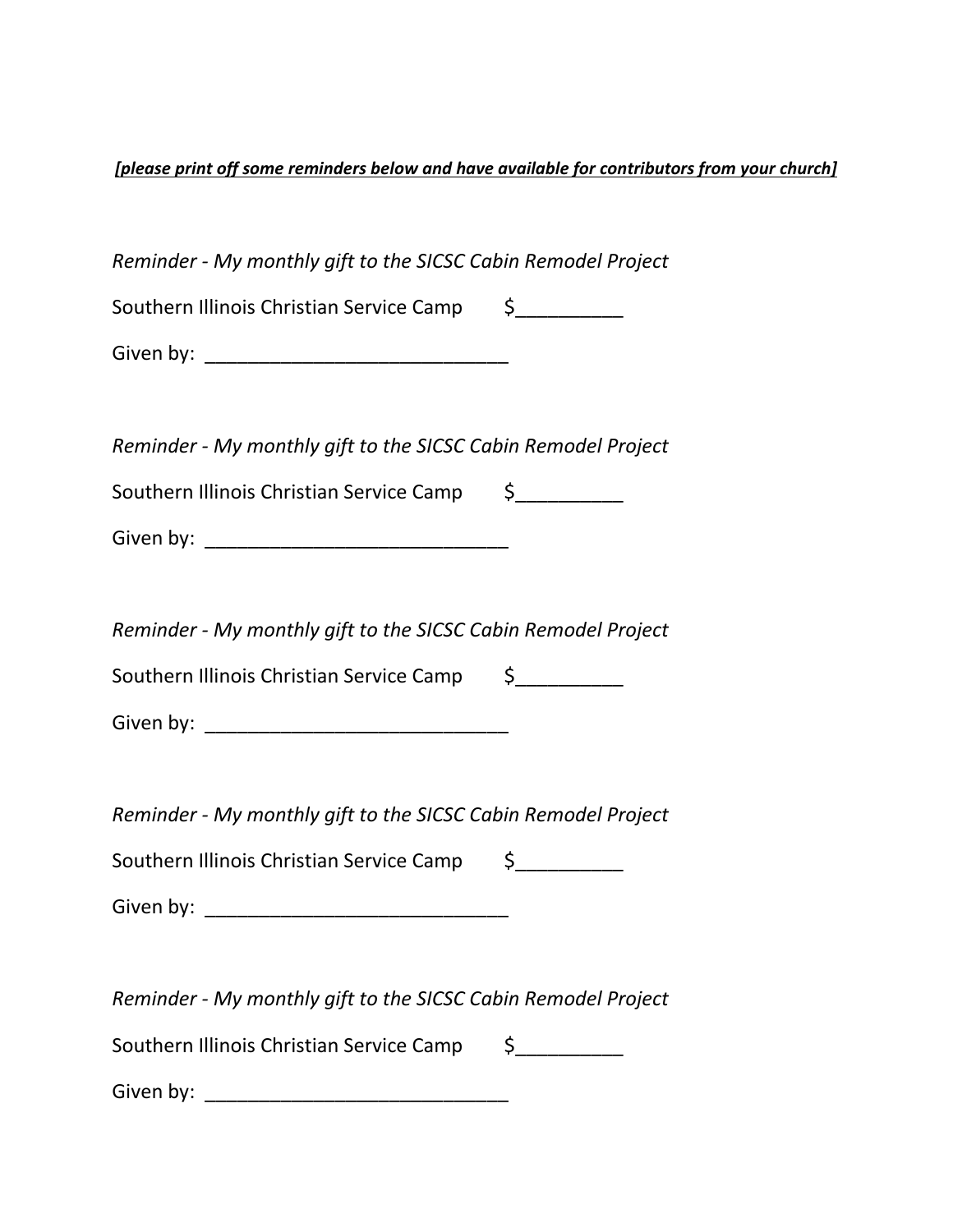***[please print off some reminders below and have available for contributors from your church]***

*Reminder - My monthly gift to the SICSC Cabin Remodel Project*

Southern Illinois Christian Service Camp $__________

Given by: ____________________________

*Reminder - My monthly gift to the SICSC Cabin Remodel Project*

Southern Illinois Christian Service Camp $__________

Given by: ____________________________

*Reminder - My monthly gift to the SICSC Cabin Remodel Project*

Southern Illinois Christian Service Camp $__________

Given by: ____________________________

*Reminder - My monthly gift to the SICSC Cabin Remodel Project*

Southern Illinois Christian Service Camp $__________

Given by: ____________________________

*Reminder - My monthly gift to the SICSC Cabin Remodel Project*

Southern Illinois Christian Service Camp $__________

Given by: ____________________________